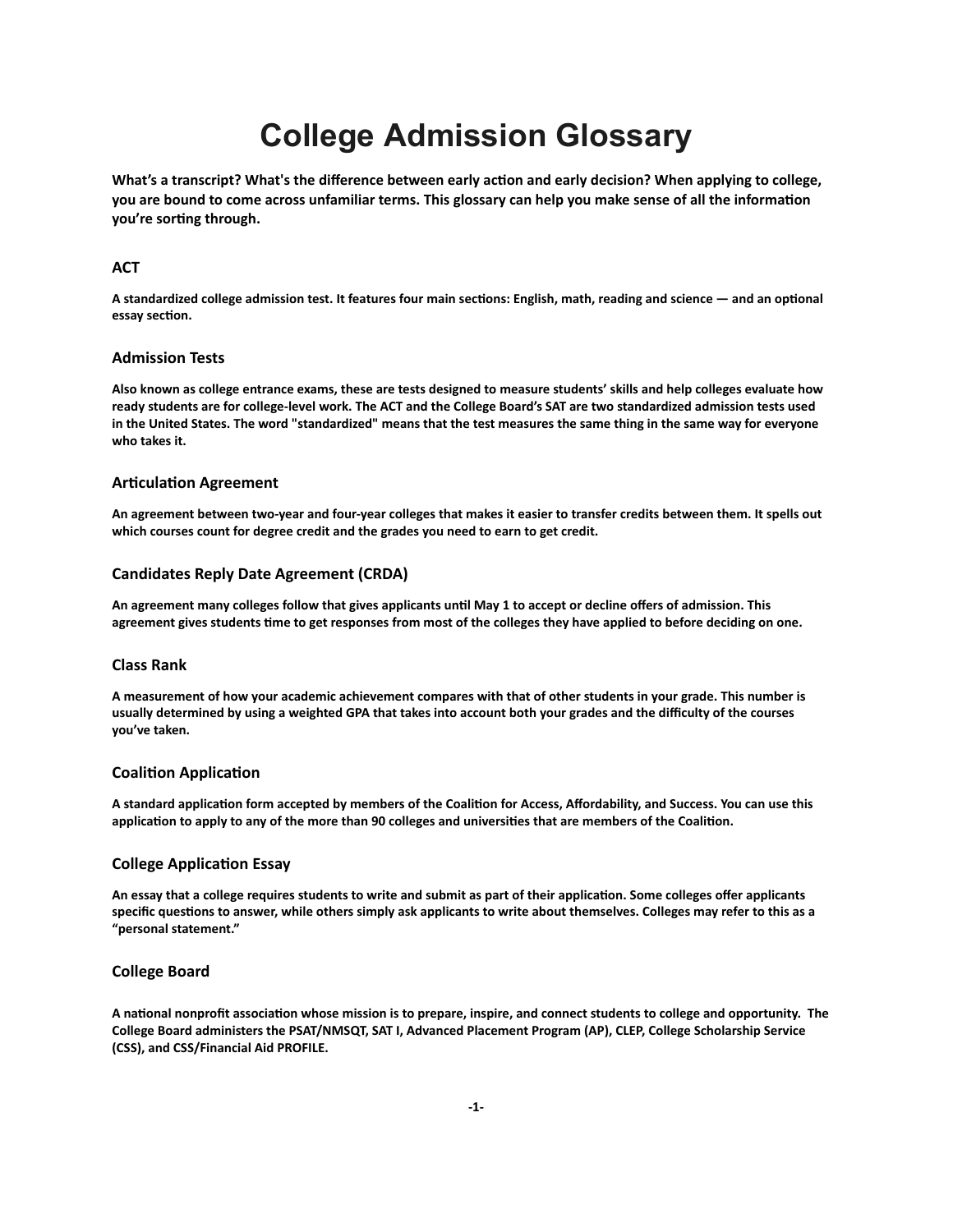# College Admission Glossary

**What's a transcript? What's the difference between early action and early decision? When applying to college, you are bound to come across unfamiliar terms. This glossary can help you make sense of all the information you're sorting through.**

### ACT

**A standardized college admission test. It features four main sections: English, math, reading and science — and an optional essay section.**

### Admission Tests

**Also known as college entrance exams, these are tests designed to measure students' skills and help colleges evaluate how ready students are for college-level work. The ACT and the College Board's SAT are two standardized admission tests used in the United States. The word "standardized" means that the test measures the same thing in the same way for everyone who takes it.**

### Articulation Agreement

**An agreement between two-year and four-year colleges that makes it easier to transfer credits between them. It spells out which courses count for degree credit and the grades you need to earn to get credit.**

### Candidates Reply Date Agreement (CRDA)

**An agreement many colleges follow that gives applicants until May 1 to accept or decline offers of admission. This agreement gives students time to get responses from most of the colleges they have applied to before deciding on one.**

### Class Rank

**A measurement of how your academic achievement compares with that of other students in your grade. This number is usually determined by using a weighted GPA that takes into account both your grades and the difficulty of the courses you've taken.**

### Coalition Application

**A standard application form accepted by members of the Coalition for Access, Affordability, and Success. You can use this application to apply to any of the more than 90 colleges and universities that are members of the Coalition.**

### College Application Essay

**An essay that a college requires students to write and submit as part of their application. Some colleges offer applicants specific questions to answer, while others simply ask applicants to write about themselves. Colleges may refer to this as a "personal statement."**

### College Board

**A national nonprofit association whose mission is to prepare, inspire, and connect students to college and opportunity. The College Board administers the PSAT/NMSQT, SAT I, Advanced Placement Program (AP), CLEP, College Scholarship Service (CSS), and CSS/Financial Aid PROFILE.**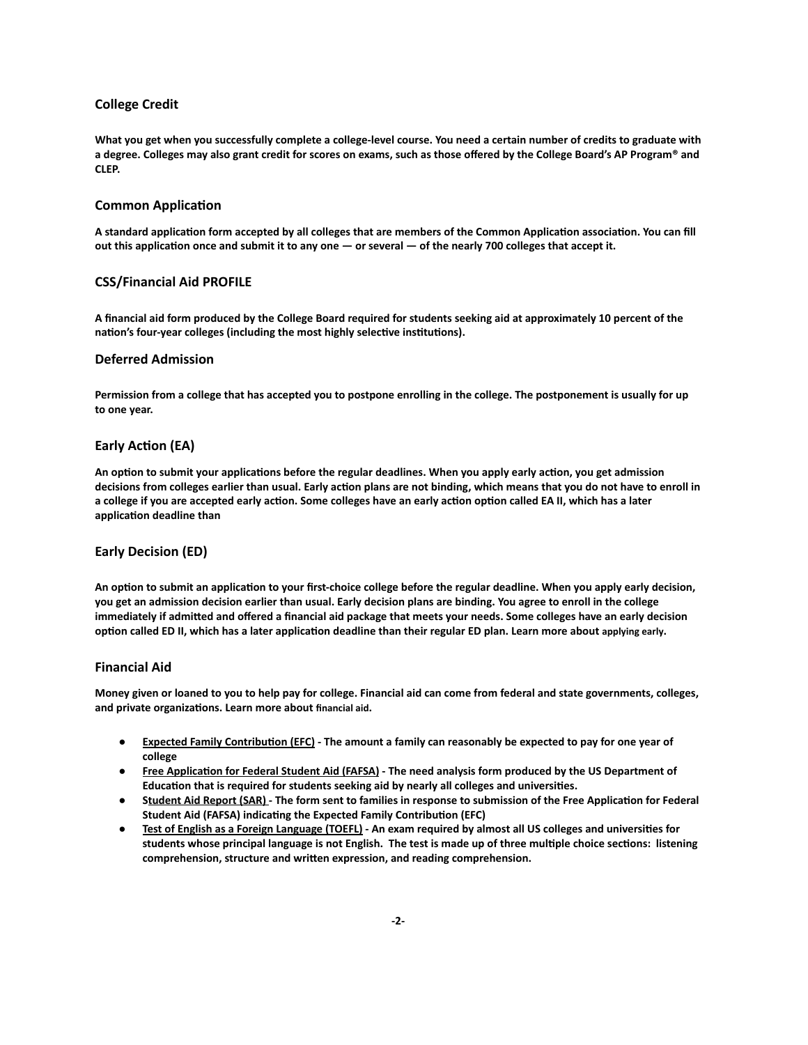### College Credit

**What you get when you successfully complete a college-level course. You need a certain number of credits to graduate with a degree. Colleges may also grant credit for scores on exams, such as those offered by the College Board's AP Program® and CLEP.**

### Common Application

**A standard application form accepted by all colleges that are members of the Common Application association. You can fill out this application once and submit it to any one — or several — of the nearly 700 colleges that accept it.**

### CSS/Financial Aid PROFILE

**A financial aid form produced by the College Board required for students seeking aid at approximately 10 percent of the nation's four-year colleges (including the most highly selective institutions).**

### Deferred Admission

**Permission from a college that has accepted you to postpone enrolling in the college. The postponement is usually for up to one year.**

### Early Action (EA)

**An option to submit your applications before the regular deadlines. When you apply early action, you get admission decisions from colleges earlier than usual. Early action plans are not binding, which means that you do not have to enroll in a college if you are accepted early action. Some colleges have an early action option called EA II, which has a later application deadline than**

### Early Decision (ED)

**An option to submit an application to your first-choice college before the regular deadline. When you apply early decision, you get an admission decision earlier than usual. Early decision plans are binding. You agree to enroll in the college immediately if admitted and offered a financial aid package that meets your needs. Some colleges have an early decision option called ED II, which has a later application deadline than their regular ED plan. Learn more about applying early.**

### Financial Aid

**Money given or loaned to you to help pay for college. Financial aid can come from federal and state governments, colleges, and private organizations. Learn more about financial aid.**

- **<u>Expected Family Contribution (EFC)</u> - The amount a family can reasonably be expected to pay for one year of college**
- **<u>Free Application for Federal Student Aid (FAFSA)</u> - The need analysis form produced by the US Department of Education that is required for students seeking aid by nearly all colleges and universities.**
- **S<u>tudent Aid Report (SAR)</u> - The form sent to families in response to submission of the Free Application for Federal Student Aid (FAFSA) indicating the Expected Family Contribution (EFC)**
- **<u>Test of English as a Foreign Language (TOEFL)</u> - An exam required by almost all US colleges and universities for students whose principal language is not English. The test is made up of three multiple choice sections: listening comprehension, structure and written expression, and reading comprehension.**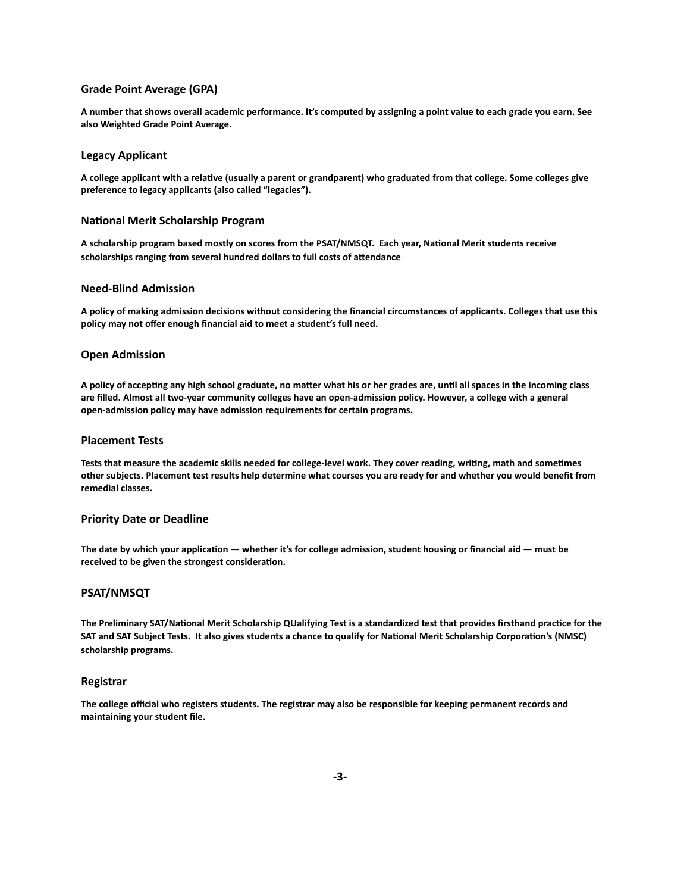### Grade Point Average (GPA)

**A number that shows overall academic performance. It's computed by assigning a point value to each grade you earn. See also Weighted Grade Point Average.**

### Legacy Applicant

**A college applicant with a relative (usually a parent or grandparent) who graduated from that college. Some colleges give preference to legacy applicants (also called "legacies").**

### National Merit Scholarship Program

**A scholarship program based mostly on scores from the PSAT/NMSQT. Each year, National Merit students receive scholarships ranging from several hundred dollars to full costs of attendance**

### Need-Blind Admission

**A policy of making admission decisions without considering the financial circumstances of applicants. Colleges that use this policy may not offer enough financial aid to meet a student's full need.**

### Open Admission

**A policy of accepting any high school graduate, no matter what his or her grades are, until all spaces in the incoming class are filled. Almost all two-year community colleges have an open-admission policy. However, a college with a general open-admission policy may have admission requirements for certain programs.**

### Placement Tests

**Tests that measure the academic skills needed for college-level work. They cover reading, writing, math and sometimes other subjects. Placement test results help determine what courses you are ready for and whether you would benefit from remedial classes.**

### Priority Date or Deadline

**The date by which your application — whether it's for college admission, student housing or financial aid — must be received to be given the strongest consideration.**

### PSAT/NMSQT

**The Preliminary SAT/National Merit Scholarship QUalifying Test is a standardized test that provides firsthand practice for the SAT and SAT Subject Tests. It also gives students a chance to qualify for National Merit Scholarship Corporation's (NMSC) scholarship programs.**

### Registrar

**The college official who registers students. The registrar may also be responsible for keeping permanent records and maintaining your student file.**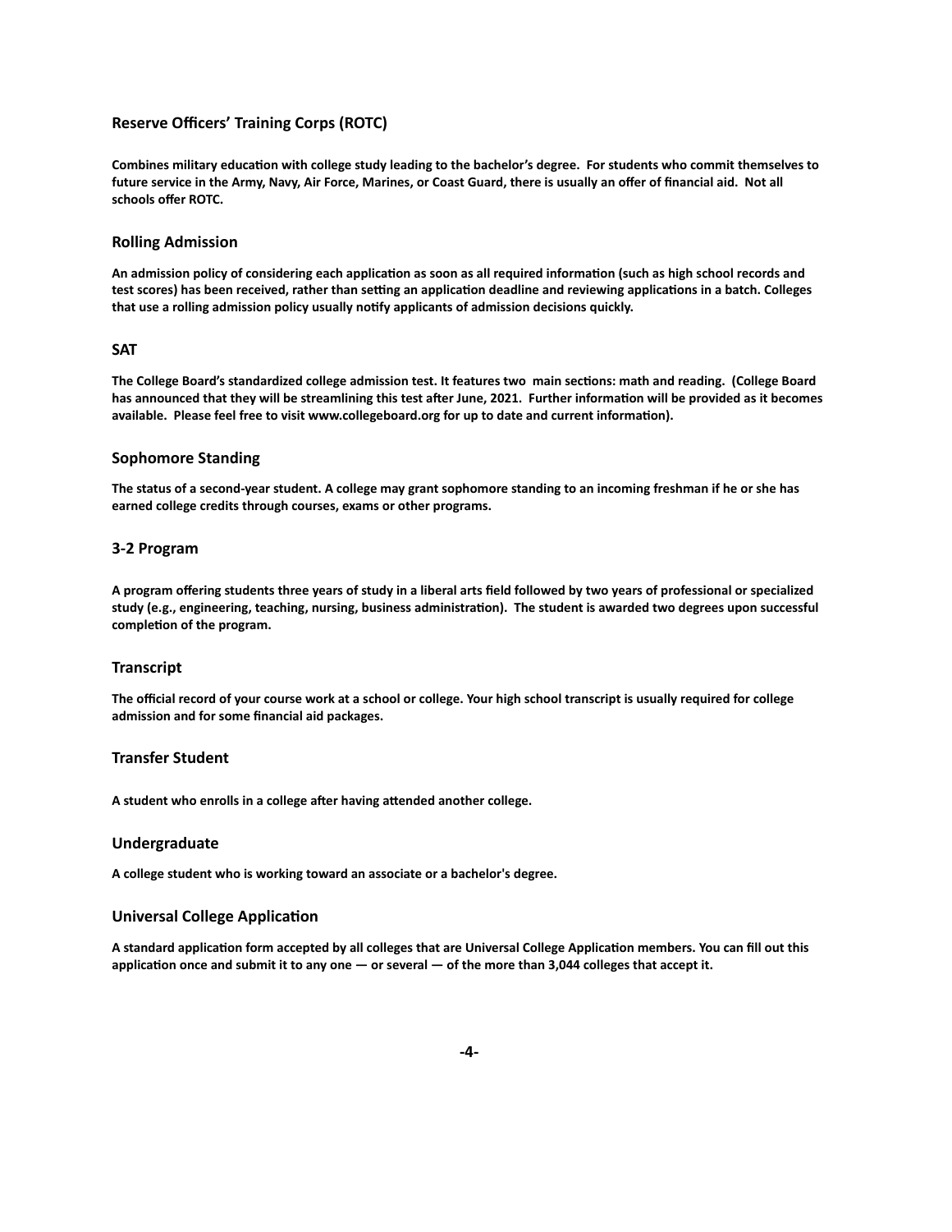### Reserve Officers' Training Corps (ROTC)

**Combines military education with college study leading to the bachelor's degree. For students who commit themselves to future service in the Army, Navy, Air Force, Marines, or Coast Guard, there is usually an offer of financial aid. Not all schools offer ROTC.**

### Rolling Admission

**An admission policy of considering each application as soon as all required information (such as high school records and test scores) has been received, rather than setting an application deadline and reviewing applications in a batch. Colleges that use a rolling admission policy usually notify applicants of admission decisions quickly.**

### SAT

**The College Board's standardized college admission test. It features two main sections: math and reading. (College Board has announced that they will be streamlining this test after June, 2021. Further information will be provided as it becomes available. Please feel free to visit www.collegeboard.org for up to date and current information).**

### Sophomore Standing

**The status of a second-year student. A college may grant sophomore standing to an incoming freshman if he or she has earned college credits through courses, exams or other programs.**

### 3-2 Program

**A program offering students three years of study in a liberal arts field followed by two years of professional or specialized study (e.g., engineering, teaching, nursing, business administration). The student is awarded two degrees upon successful completion of the program.**

### Transcript

**The official record of your course work at a school or college. Your high school transcript is usually required for college admission and for some financial aid packages.**

### Transfer Student

**A student who enrolls in a college after having attended another college.**

### Undergraduate

**A college student who is working toward an associate or a bachelor's degree.**

### Universal College Application

**A standard application form accepted by all colleges that are Universal College Application members. You can fill out this application once and submit it to any one — or several — of the more than 3,044 colleges that accept it.**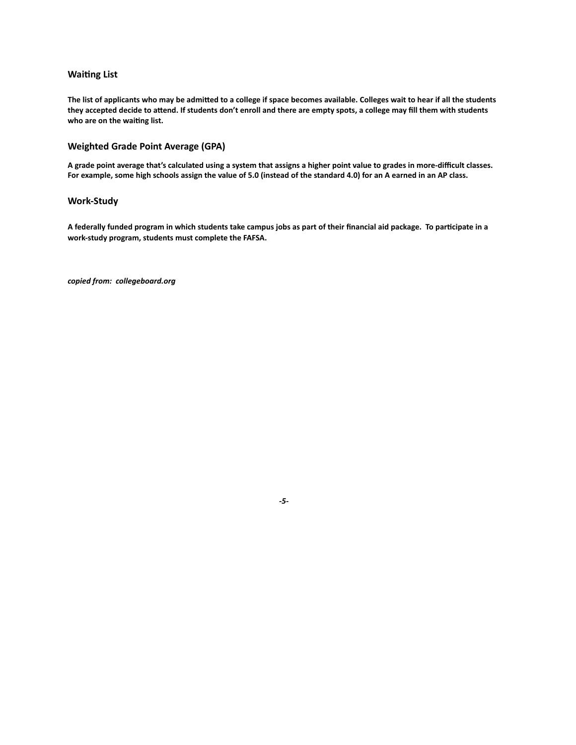### Waiting List

**The list of applicants who may be admitted to a college if space becomes available. Colleges wait to hear if all the students they accepted decide to attend. If students don't enroll and there are empty spots, a college may fill them with students who are on the waiting list.**

### Weighted Grade Point Average (GPA)

**A grade point average that's calculated using a system that assigns a higher point value to grades in more-difficult classes. For example, some high schools assign the value of 5.0 (instead of the standard 4.0) for an A earned in an AP class.**

### Work-Study

**A federally funded program in which students take campus jobs as part of their financial aid package. To participate in a work-study program, students must complete the FAFSA.**

***copied from: collegeboard.org***